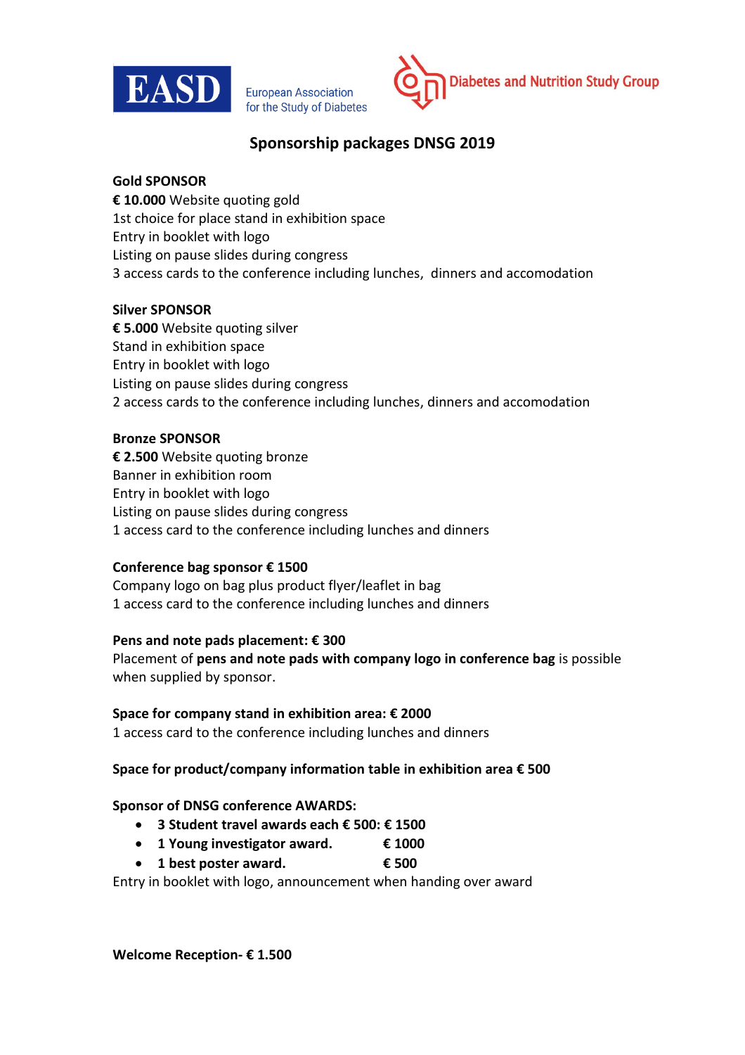EASD European Association for the Study of Diabetes

Diabetes and Nutrition Study Group

# Sponsorship packages DNSG 2019

**Gold SPONSOR**
**€ 10.000** Website quoting gold
1st choice for place stand in exhibition space
Entry in booklet with logo
Listing on pause slides during congress
3 access cards to the conference including lunches, dinners and accomodation

**Silver SPONSOR**
**€ 5.000** Website quoting silver
Stand in exhibition space
Entry in booklet with logo
Listing on pause slides during congress
2 access cards to the conference including lunches, dinners and accomodation

**Bronze SPONSOR**
**€ 2.500** Website quoting bronze
Banner in exhibition room
Entry in booklet with logo
Listing on pause slides during congress
1 access card to the conference including lunches and dinners

**Conference bag sponsor € 1500**
Company logo on bag plus product flyer/leaflet in bag
1 access card to the conference including lunches and dinners

**Pens and note pads placement: € 300**
Placement of **pens and note pads with company logo in conference bag** is possible when supplied by sponsor.

**Space for company stand in exhibition area: € 2000**
1 access card to the conference including lunches and dinners

**Space for product/company information table in exhibition area € 500**

**Sponsor of DNSG conference AWARDS:**

- **3 Student travel awards each € 500: € 1500**
- **1 Young investigator award. € 1000**
- **1 best poster award. € 500**

Entry in booklet with logo, announcement when handing over award

**Welcome Reception- € 1.500**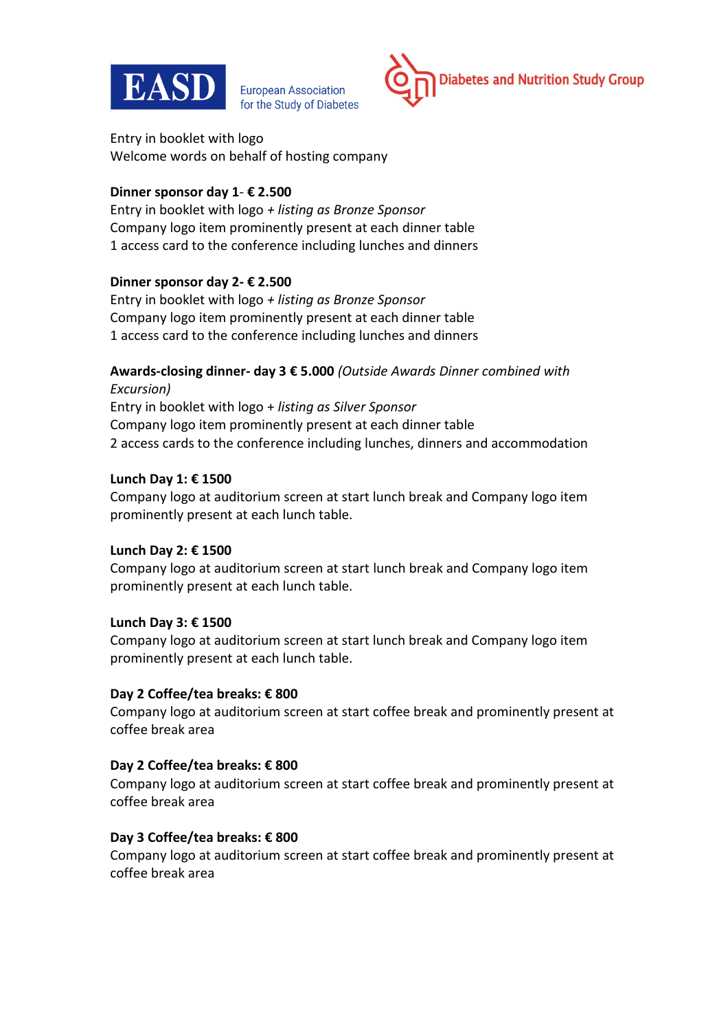EASD European Association for the Study of Diabetes

Diabetes and Nutrition Study Group

Entry in booklet with logo
Welcome words on behalf of hosting company

**Dinner sponsor day 1- € 2.500**
Entry in booklet with logo *+ listing as Bronze Sponsor*
Company logo item prominently present at each dinner table
1 access card to the conference including lunches and dinners

**Dinner sponsor day 2- € 2.500**
Entry in booklet with logo *+ listing as Bronze Sponsor*
Company logo item prominently present at each dinner table
1 access card to the conference including lunches and dinners

**Awards-closing dinner- day 3 € 5.000** *(Outside Awards Dinner combined with Excursion)*
Entry in booklet with logo *+ listing as Silver Sponsor*
Company logo item prominently present at each dinner table
2 access cards to the conference including lunches, dinners and accommodation

**Lunch Day 1: € 1500**
Company logo at auditorium screen at start lunch break and Company logo item prominently present at each lunch table.

**Lunch Day 2: € 1500**
Company logo at auditorium screen at start lunch break and Company logo item prominently present at each lunch table.

**Lunch Day 3: € 1500**
Company logo at auditorium screen at start lunch break and Company logo item prominently present at each lunch table.

**Day 2 Coffee/tea breaks: € 800**
Company logo at auditorium screen at start coffee break and prominently present at coffee break area

**Day 2 Coffee/tea breaks: € 800**
Company logo at auditorium screen at start coffee break and prominently present at coffee break area

**Day 3 Coffee/tea breaks: € 800**
Company logo at auditorium screen at start coffee break and prominently present at coffee break area